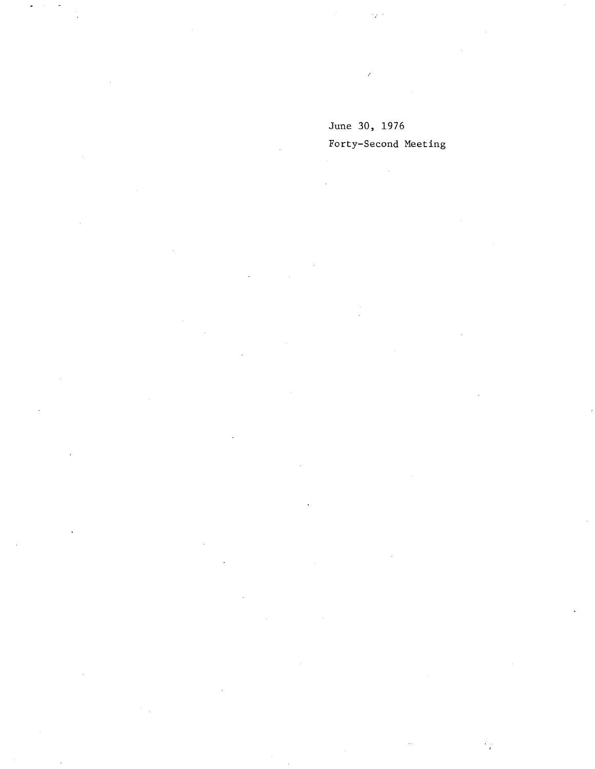June 30, 1976

Forty-Second Meeting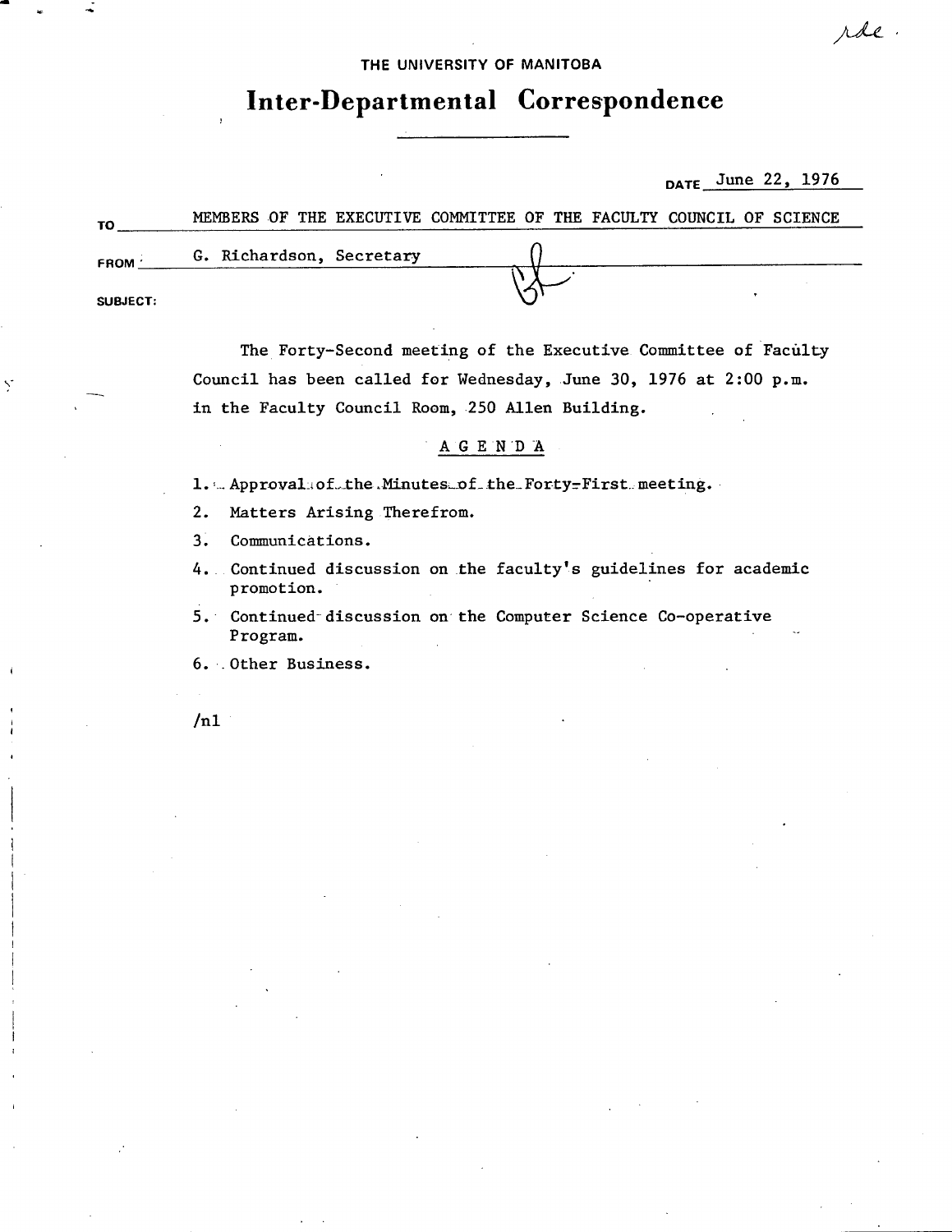THE UNIVERSITY OF MANITOBA

# Inter-Departmental Correspondence

DATE June 22, 1976

TO MEMBERS OF THE EXECUTIVE COMMITTEE OF THE FACULTY COUNCIL OF SCIENCE

FROM G. Richardson, Secretary

SUBJECT:

The Forty-Second meeting of the Executive Committee of Faculty Council has been called for Wednesday, June 30, 1976 at 2:00 p.m. in the Faculty Council Room, 250 Allen Building.

A G E N D A

1. Approval of the Minutes of the Forty-First meeting.
2. Matters Arising Therefrom.
3. Communications.
4. Continued discussion on the faculty's guidelines for academic promotion.
5. Continued discussion on the Computer Science Co-operative Program.
6. Other Business.

/nl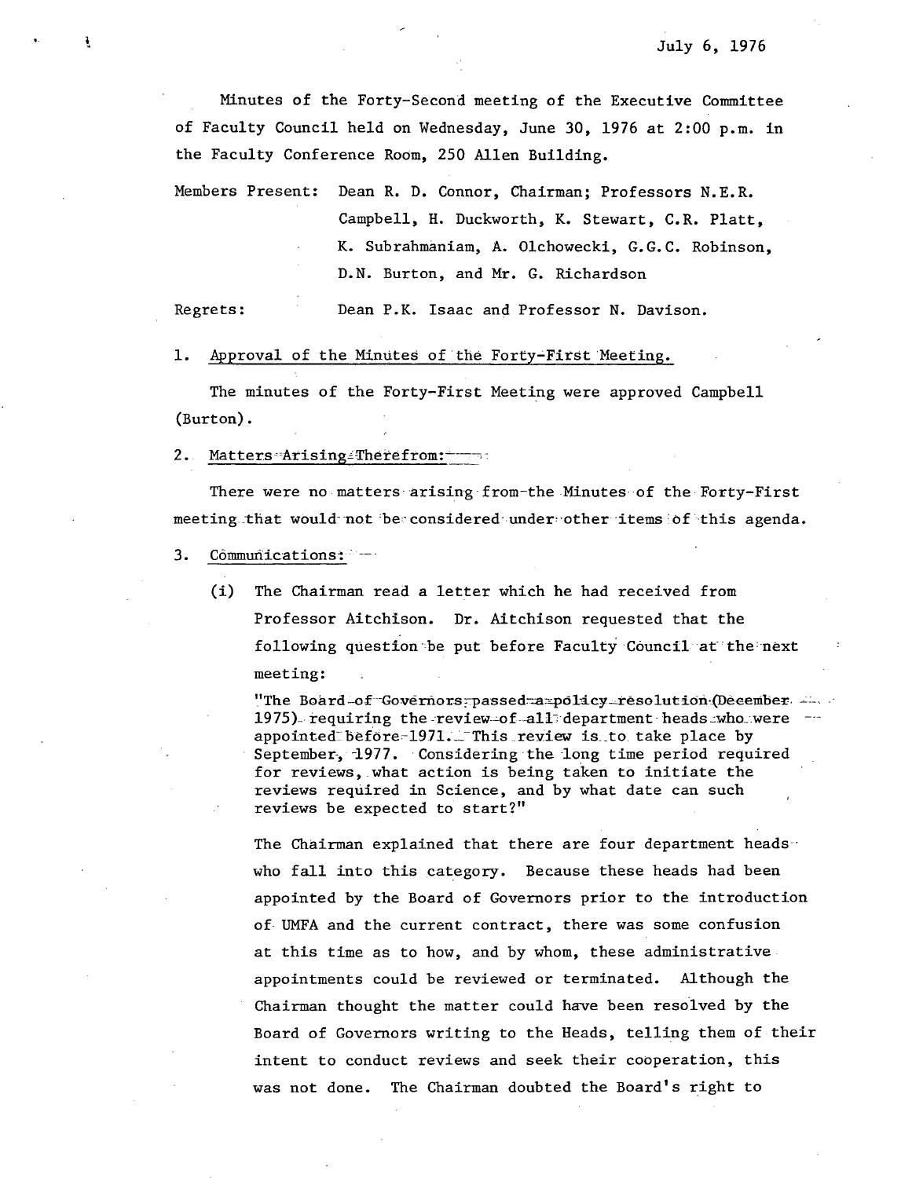July 6, 1976

Minutes of the Forty-Second meeting of the Executive Committee of Faculty Council held on Wednesday, June 30, 1976 at 2:00 p.m. in the Faculty Conference Room, 250 Allen Building.

Members Present: Dean R. D. Connor, Chairman; Professors N.E.R. Campbell, H. Duckworth, K. Stewart, C.R. Platt, K. Subrahmaniam, A. Olchowecki, G.G.C. Robinson, D.N. Burton, and Mr. G. Richardson

Regrets: Dean P.K. Isaac and Professor N. Davison.

1. Approval of the Minutes of the Forty-First Meeting.

The minutes of the Forty-First Meeting were approved Campbell (Burton).

2. Matters Arising Therefrom:

There were no matters arising from the Minutes of the Forty-First meeting that would not be considered under other items of this agenda.

3. Communications:

(i) The Chairman read a letter which he had received from Professor Aitchison. Dr. Aitchison requested that the following question be put before Faculty Council at the next meeting:

"The Board of Governors passed a policy resolution (December 1975) requiring the review of all department heads who were appointed before 1971. This review is to take place by September, 1977. Considering the long time period required for reviews, what action is being taken to initiate the reviews required in Science, and by what date can such reviews be expected to start?"

The Chairman explained that there are four department heads who fall into this category. Because these heads had been appointed by the Board of Governors prior to the introduction of UMFA and the current contract, there was some confusion at this time as to how, and by whom, these administrative appointments could be reviewed or terminated. Although the Chairman thought the matter could have been resolved by the Board of Governors writing to the Heads, telling them of their intent to conduct reviews and seek their cooperation, this was not done. The Chairman doubted the Board's right to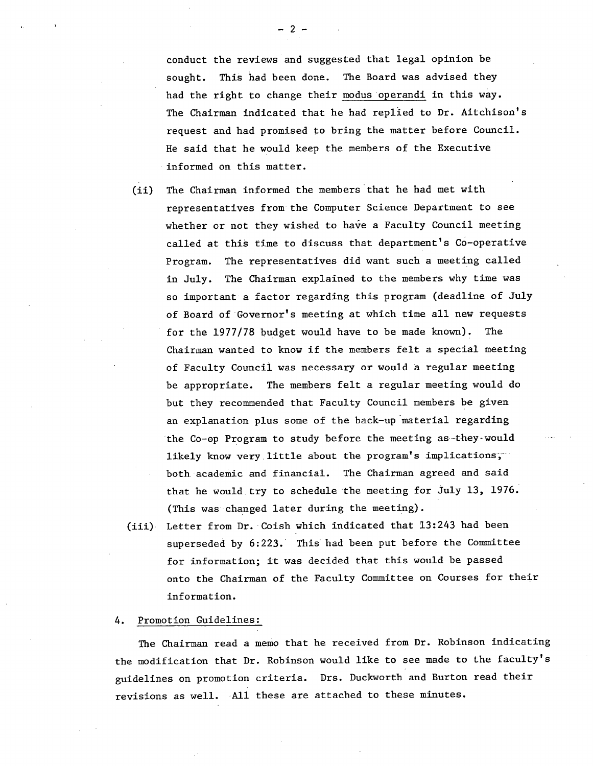conduct the reviews and suggested that legal opinion be sought. This had been done. The Board was advised they had the right to change their modus operandi in this way. The Chairman indicated that he had replied to Dr. Aitchison's request and had promised to bring the matter before Council. He said that he would keep the members of the Executive informed on this matter.

(ii) The Chairman informed the members that he had met with representatives from the Computer Science Department to see whether or not they wished to have a Faculty Council meeting called at this time to discuss that department's Co-operative Program. The representatives did want such a meeting called in July. The Chairman explained to the members why time was so important a factor regarding this program (deadline of July of Board of Governor's meeting at which time all new requests for the 1977/78 budget would have to be made known). The Chairman wanted to know if the members felt a special meeting of Faculty Council was necessary or would a regular meeting be appropriate. The members felt a regular meeting would do but they recommended that Faculty Council members be given an explanation plus some of the back-up material regarding the Co-op Program to study before the meeting as they would likely know very little about the program's implications, both academic and financial. The Chairman agreed and said that he would try to schedule the meeting for July 13, 1976. (This was changed later during the meeting).

(iii) Letter from Dr. Coish which indicated that 13:243 had been superseded by 6:223. This had been put before the Committee for information; it was decided that this would be passed onto the Chairman of the Faculty Committee on Courses for their information.

4. Promotion Guidelines:

The Chairman read a memo that he received from Dr. Robinson indicating the modification that Dr. Robinson would like to see made to the faculty's guidelines on promotion criteria. Drs. Duckworth and Burton read their revisions as well. All these are attached to these minutes.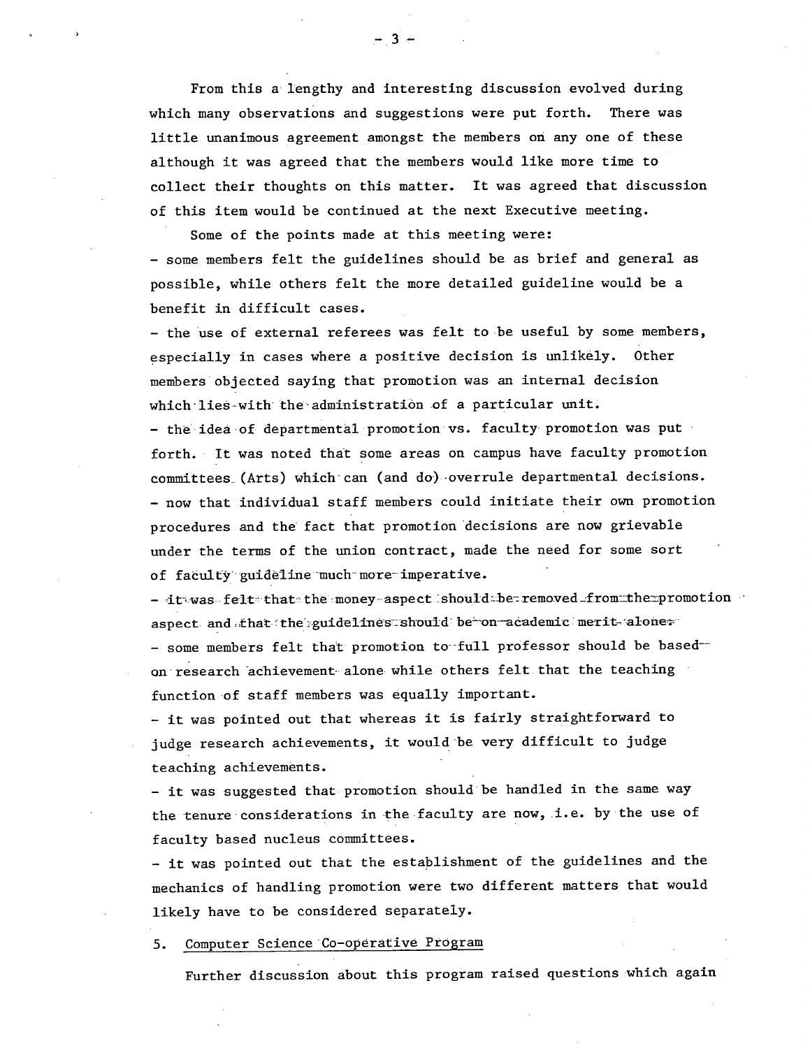From this a lengthy and interesting discussion evolved during which many observations and suggestions were put forth. There was little unanimous agreement amongst the members on any one of these although it was agreed that the members would like more time to collect their thoughts on this matter. It was agreed that discussion of this item would be continued at the next Executive meeting.

Some of the points made at this meeting were:

- some members felt the guidelines should be as brief and general as possible, while others felt the more detailed guideline would be a benefit in difficult cases.
- the use of external referees was felt to be useful by some members, especially in cases where a positive decision is unlikely. Other members objected saying that promotion was an internal decision which lies with the administration of a particular unit.
- the idea of departmental promotion vs. faculty promotion was put forth. It was noted that some areas on campus have faculty promotion committees (Arts) which can (and do) overrule departmental decisions.
- now that individual staff members could initiate their own promotion procedures and the fact that promotion decisions are now grievable under the terms of the union contract, made the need for some sort of faculty guideline much more imperative.
- it was felt that the money aspect should be removed from the promotion aspect and that the guidelines should be on academic merit alone.
- some members felt that promotion to full professor should be based on research achievement alone while others felt that the teaching function of staff members was equally important.
- it was pointed out that whereas it is fairly straightforward to judge research achievements, it would be very difficult to judge teaching achievements.
- it was suggested that promotion should be handled in the same way the tenure considerations in the faculty are now, i.e. by the use of faculty based nucleus committees.
- it was pointed out that the establishment of the guidelines and the mechanics of handling promotion were two different matters that would likely have to be considered separately.

5. Computer Science Co-operative Program

Further discussion about this program raised questions which again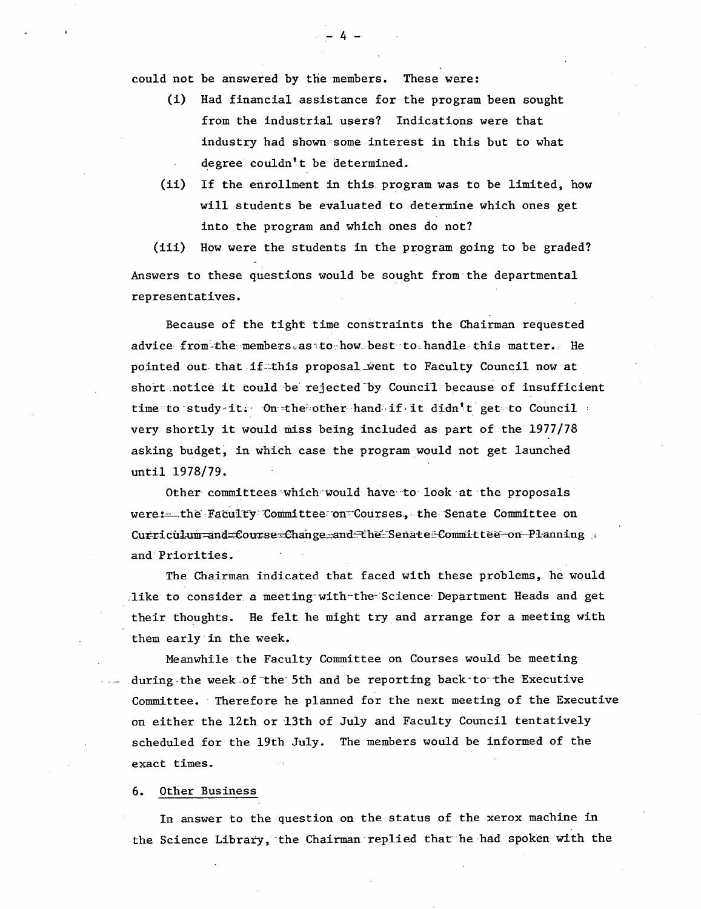could not be answered by the members. These were:

(i) Had financial assistance for the program been sought from the industrial users? Indications were that industry had shown some interest in this but to what degree couldn't be determined.

(ii) If the enrollment in this program was to be limited, how will students be evaluated to determine which ones get into the program and which ones do not?

(iii) How were the students in the program going to be graded?

Answers to these questions would be sought from the departmental representatives.

Because of the tight time constraints the Chairman requested advice from the members as to how best to handle this matter. He pointed out that if this proposal went to Faculty Council now at short notice it could be rejected by Council because of insufficient time to study it. On the other hand if it didn't get to Council very shortly it would miss being included as part of the 1977/78 asking budget, in which case the program would not get launched until 1978/79.

Other committees which would have to look at the proposals were: the Faculty Committee on Courses, the Senate Committee on Curriculum and Course Change and the Senate Committee on Planning and Priorities.

The Chairman indicated that faced with these problems, he would like to consider a meeting with the Science Department Heads and get their thoughts. He felt he might try and arrange for a meeting with them early in the week.

Meanwhile the Faculty Committee on Courses would be meeting during the week of the 5th and be reporting back to the Executive Committee. Therefore he planned for the next meeting of the Executive on either the 12th or 13th of July and Faculty Council tentatively scheduled for the 19th July. The members would be informed of the exact times.

## 6. Other Business

In answer to the question on the status of the xerox machine in the Science Library, the Chairman replied that he had spoken with the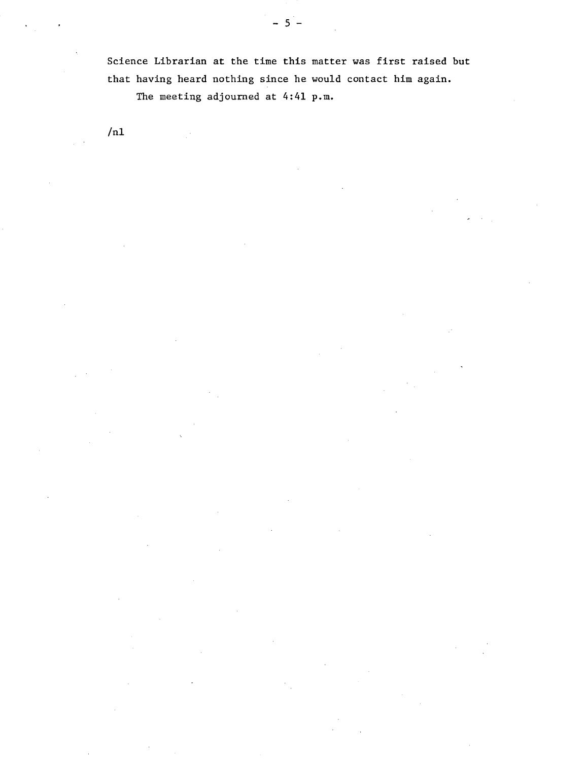Science Librarian at the time this matter was first raised but that having heard nothing since he would contact him again.

The meeting adjourned at 4:41 p.m.

/nl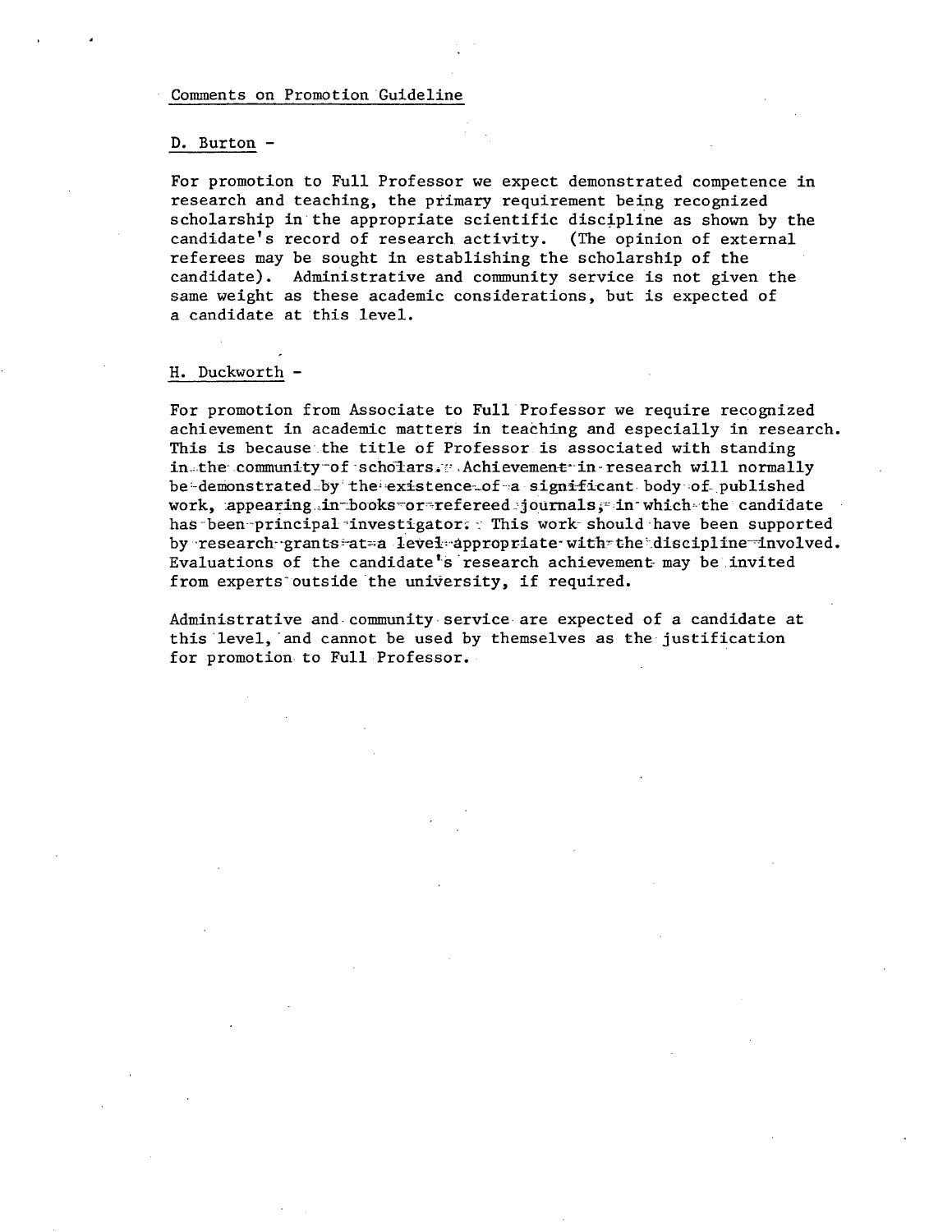Comments on Promotion Guideline

D. Burton -

For promotion to Full Professor we expect demonstrated competence in research and teaching, the primary requirement being recognized scholarship in the appropriate scientific discipline as shown by the candidate's record of research activity. (The opinion of external referees may be sought in establishing the scholarship of the candidate). Administrative and community service is not given the same weight as these academic considerations, but is expected of a candidate at this level.

H. Duckworth -

For promotion from Associate to Full Professor we require recognized achievement in academic matters in teaching and especially in research. This is because the title of Professor is associated with standing in the community of scholars. Achievement in research will normally be demonstrated by the existence of a significant body of published work, appearing in books or refereed journals, in which the candidate has been principal investigator. This work should have been supported by research grants at a level appropriate with the discipline involved. Evaluations of the candidate's research achievement may be invited from experts outside the university, if required.

Administrative and community service are expected of a candidate at this level, and cannot be used by themselves as the justification for promotion to Full Professor.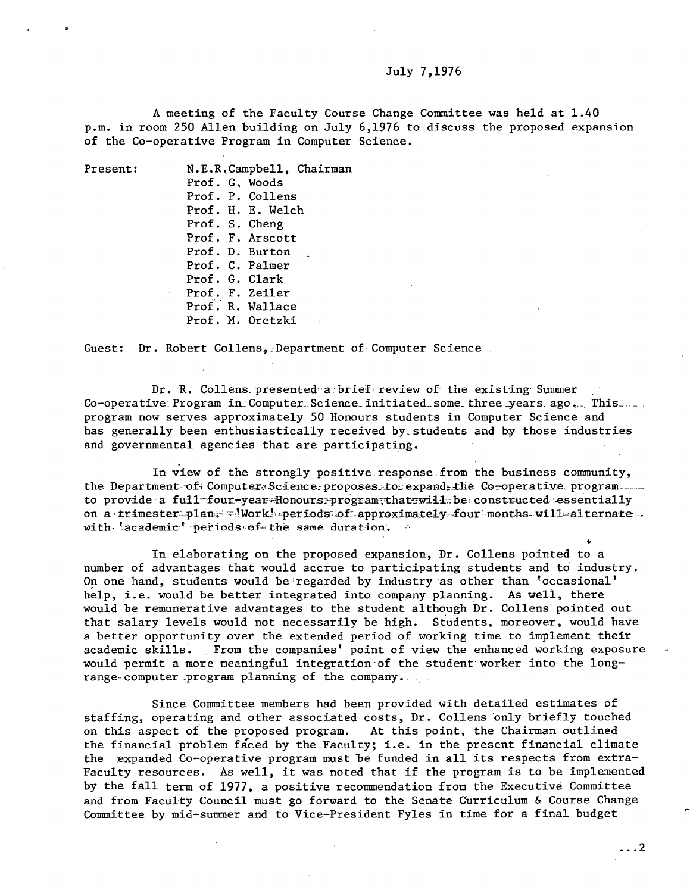July 7,1976

A meeting of the Faculty Course Change Committee was held at 1.40 p.m. in room 250 Allen building on July 6,1976 to discuss the proposed expansion of the Co-operative Program in Computer Science.

Present: N.E.R.Campbell, Chairman
Prof. G. Woods
Prof. P. Collens
Prof. H. E. Welch
Prof. S. Cheng
Prof. F. Arscott
Prof. D. Burton
Prof. C. Palmer
Prof. G. Clark
Prof. F. Zeiler
Prof. R. Wallace
Prof. M. Oretzki

Guest: Dr. Robert Collens, Department of Computer Science

Dr. R. Collens presented a brief review of the existing Summer Co-operative Program in Computer Science initiated some three years ago. This program now serves approximately 50 Honours students in Computer Science and has generally been enthusiastically received by students and by those industries and governmental agencies that are participating.

In view of the strongly positive response from the business community, the Department of Computer Science proposes to expand the Co-operative program to provide a full four-year Honours program that will be constructed essentially on a trimester plan - 'Work' periods of approximately four months will alternate with 'academic' periods of the same duration.

In elaborating on the proposed expansion, Dr. Collens pointed to a number of advantages that would accrue to participating students and to industry. On one hand, students would be regarded by industry as other than 'occasional' help, i.e. would be better integrated into company planning. As well, there would be remunerative advantages to the student although Dr. Collens pointed out that salary levels would not necessarily be high. Students, moreover, would have a better opportunity over the extended period of working time to implement their academic skills. From the companies' point of view the enhanced working exposure would permit a more meaningful integration of the student worker into the long-range computer program planning of the company.

Since Committee members had been provided with detailed estimates of staffing, operating and other associated costs, Dr. Collens only briefly touched on this aspect of the proposed program. At this point, the Chairman outlined the financial problem faced by the Faculty; i.e. in the present financial climate the expanded Co-operative program must be funded in all its respects from extra-Faculty resources. As well, it was noted that if the program is to be implemented by the fall term of 1977, a positive recommendation from the Executive Committee and from Faculty Council must go forward to the Senate Curriculum & Course Change Committee by mid-summer and to Vice-President Fyles in time for a final budget

...2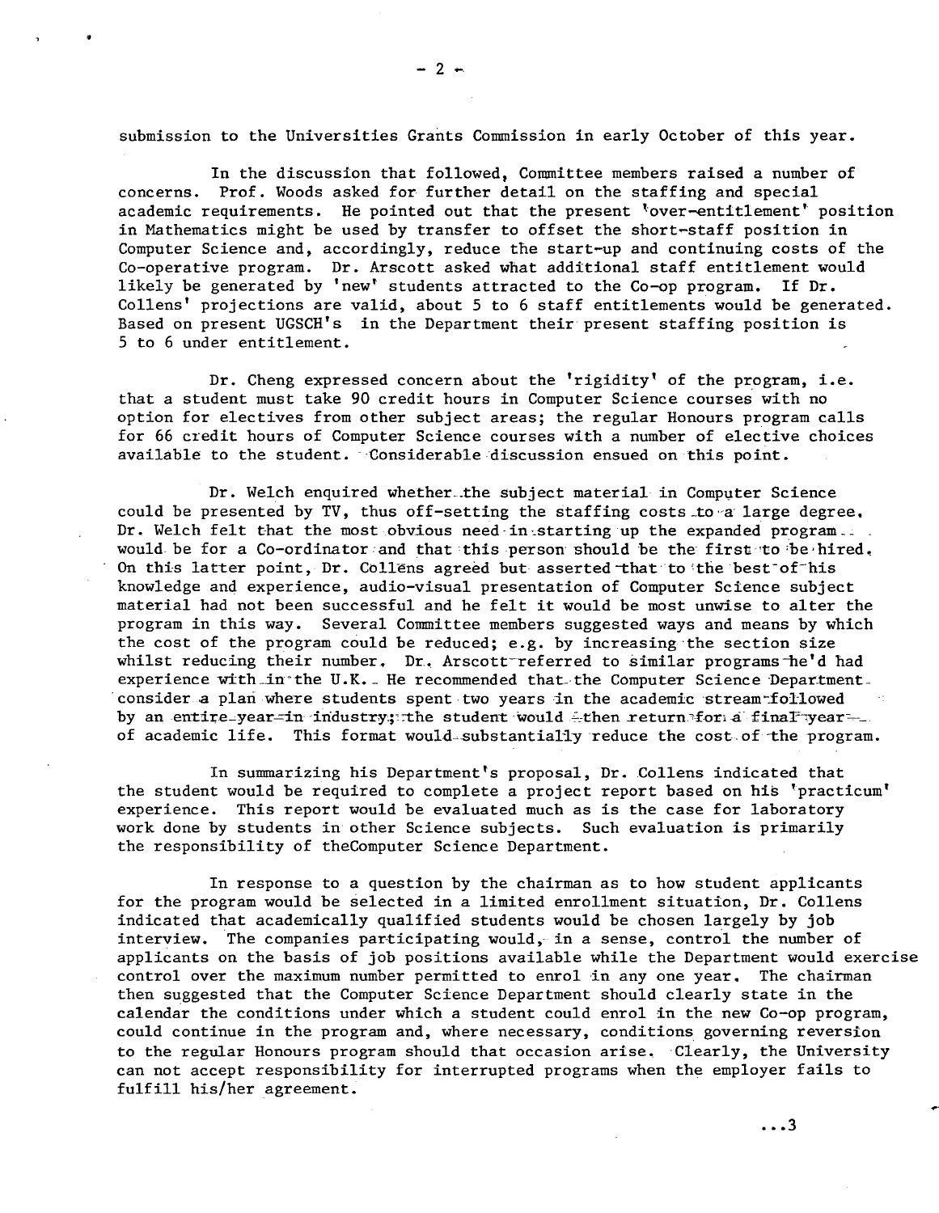submission to the Universities Grants Commission in early October of this year.

In the discussion that followed, Committee members raised a number of concerns. Prof. Woods asked for further detail on the staffing and special academic requirements. He pointed out that the present 'over-entitlement' position in Mathematics might be used by transfer to offset the short-staff position in Computer Science and, accordingly, reduce the start-up and continuing costs of the Co-operative program. Dr. Arscott asked what additional staff entitlement would likely be generated by 'new' students attracted to the Co-op program. If Dr. Collens' projections are valid, about 5 to 6 staff entitlements would be generated. Based on present UGSCH's in the Department their present staffing position is 5 to 6 under entitlement.

Dr. Cheng expressed concern about the 'rigidity' of the program, i.e. that a student must take 90 credit hours in Computer Science courses with no option for electives from other subject areas; the regular Honours program calls for 66 credit hours of Computer Science courses with a number of elective choices available to the student. Considerable discussion ensued on this point.

Dr. Welch enquired whether the subject material in Computer Science could be presented by TV, thus off-setting the staffing costs to a large degree. Dr. Welch felt that the most obvious need in starting up the expanded program would be for a Co-ordinator and that this person should be the first to be hired. On this latter point, Dr. Collens agreed but asserted that to the best of his knowledge and experience, audio-visual presentation of Computer Science subject material had not been successful and he felt it would be most unwise to alter the program in this way. Several Committee members suggested ways and means by which the cost of the program could be reduced; e.g. by increasing the section size whilst reducing their number. Dr. Arscott referred to similar programs he'd had experience with in the U.K. He recommended that the Computer Science Department consider a plan where students spent two years in the academic stream followed by an entire year in industry; the student would then return for a final year of academic life. This format would substantially reduce the cost of the program.

In summarizing his Department's proposal, Dr. Collens indicated that the student would be required to complete a project report based on his 'practicum' experience. This report would be evaluated much as is the case for laboratory work done by students in other Science subjects. Such evaluation is primarily the responsibility of theComputer Science Department.

In response to a question by the chairman as to how student applicants for the program would be selected in a limited enrollment situation, Dr. Collens indicated that academically qualified students would be chosen largely by job interview. The companies participating would, in a sense, control the number of applicants on the basis of job positions available while the Department would exercise control over the maximum number permitted to enrol in any one year. The chairman then suggested that the Computer Science Department should clearly state in the calendar the conditions under which a student could enrol in the new Co-op program, could continue in the program and, where necessary, conditions governing reversion to the regular Honours program should that occasion arise. Clearly, the University can not accept responsibility for interrupted programs when the employer fails to fulfill his/her agreement.

...3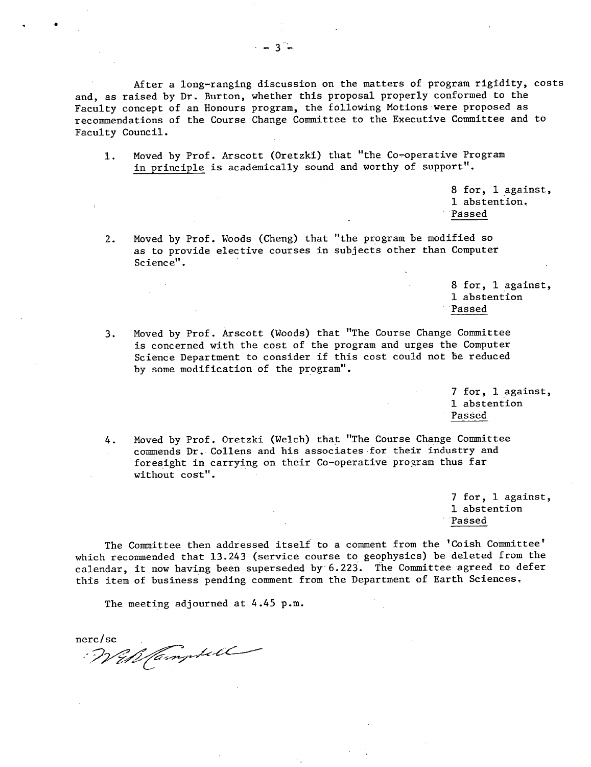After a long-ranging discussion on the matters of program rigidity, costs and, as raised by Dr. Burton, whether this proposal properly conformed to the Faculty concept of an Honours program, the following Motions were proposed as recommendations of the Course Change Committee to the Executive Committee and to Faculty Council.

1. Moved by Prof. Arscott (Oretzki) that "the Co-operative Program in principle is academically sound and worthy of support".

   8 for, 1 against, 1 abstention.
   Passed

2. Moved by Prof. Woods (Cheng) that "the program be modified so as to provide elective courses in subjects other than Computer Science".

   8 for, 1 against, 1 abstention
   Passed

3. Moved by Prof. Arscott (Woods) that "The Course Change Committee is concerned with the cost of the program and urges the Computer Science Department to consider if this cost could not be reduced by some modification of the program".

   7 for, 1 against, 1 abstention
   Passed

4. Moved by Prof. Oretzki (Welch) that "The Course Change Committee commends Dr. Collens and his associates for their industry and foresight in carrying on their Co-operative program thus far without cost".

   7 for, 1 against, 1 abstention
   Passed

The Committee then addressed itself to a comment from the 'Coish Committee' which recommended that 13.243 (service course to geophysics) be deleted from the calendar, it now having been superseded by 6.223. The Committee agreed to defer this item of business pending comment from the Department of Earth Sciences.

The meeting adjourned at 4.45 p.m.

nerc/sc

W.R. Campbell